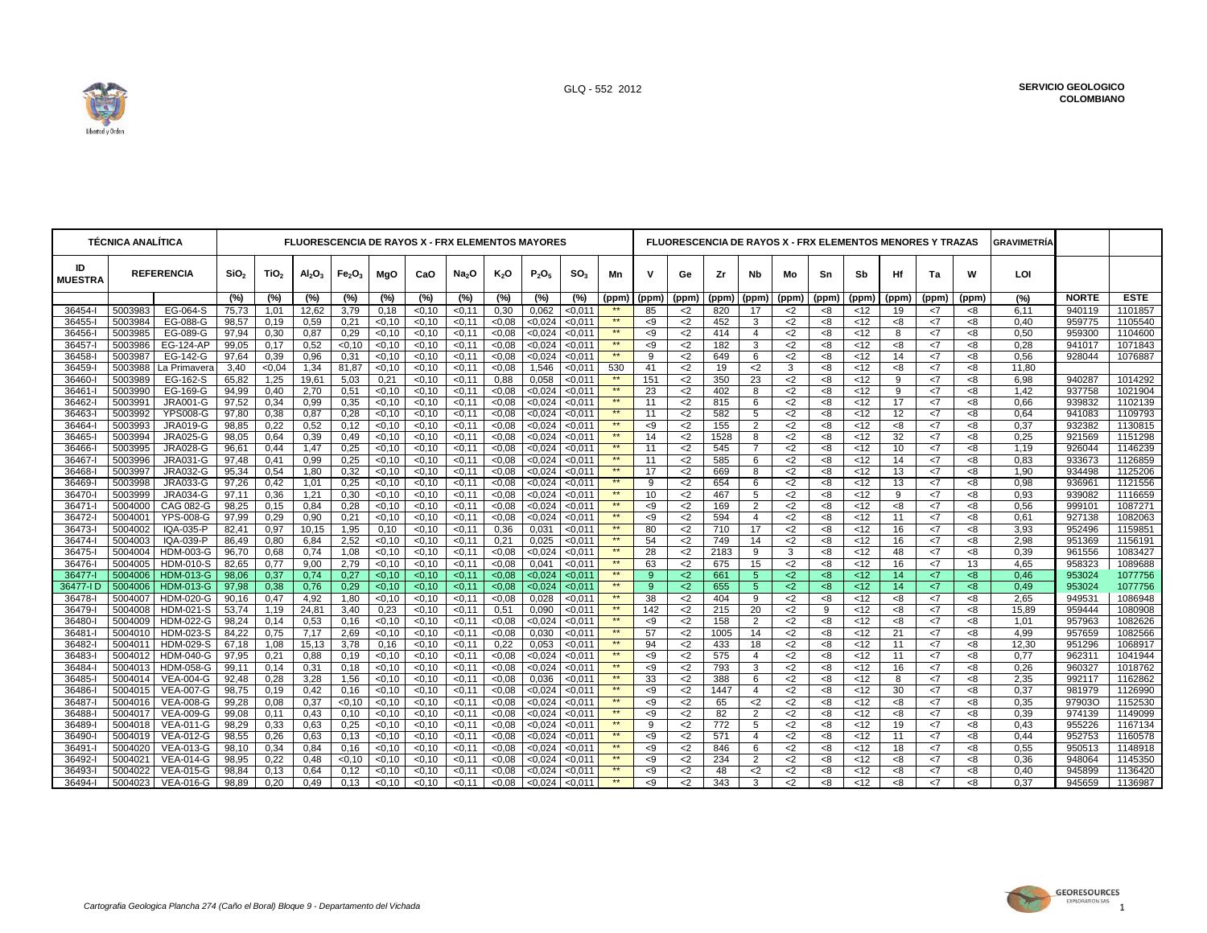GLQ - 552 2012

**SERVICIO GEOLOGICO COLOMBIANO**

| TÉCNICA ANALÍTICA | | | FLUORESCENCIA DE RAYOS X - FRX ELEMENTOS MAYORES | | | | | | | | | | | FLUORESCENCIA DE RAYOS X - FRX ELEMENTOS MENORES Y TRAZAS | | | | | | | | | | | GRAVIMETRÍA | | |
|---|---|---|---|---|---|---|---|---|---|---|---|---|---|---|---|---|---|---|---|---|---|---|---|---|---|---|---|
| ID MUESTRA | REFERENCIA | | $SiO_2$ | $TiO_2$ | $Al_2O_3$ | $Fe_2O_3$ | MgO | CaO | $Na_2O$ | $K_2O$ | $P_2O_5$ | $SO_3$ | Mn | V | Ge | Zr | Nb | Mo | Sn | Sb | Hf | Ta | W | LOI | | |
| | | | (%) | (%) | (%) | (%) | (%) | (%) | (%) | (%) | (%) | (%) | (ppm) | (ppm) | (ppm) | (ppm) | (ppm) | (ppm) | (ppm) | (ppm) | (ppm) | (ppm) | (ppm) | (%) | NORTE | ESTE |
| 36454-I | 5003983 | EG-064-S | 75,73 | 1,01 | 12,62 | 3,79 | 0,18 | <0,10 | <0,11 | 0,30 | 0,062 | <0,011 | ** | 85 | <2 | 820 | 17 | <2 | <8 | <12 | 19 | <7 | <8 | 6,11 | 940119 | 1101857 |
| 36455-I | 5003984 | EG-088-G | 98,57 | 0,19 | 0,59 | 0,21 | <0,10 | <0,10 | <0,11 | <0,08 | <0,024 | <0,011 | ** | <9 | <2 | 452 | 3 | <2 | <8 | <12 | <8 | <7 | <8 | 0,40 | 959775 | 1105540 |
| 36456-I | 5003985 | EG-089-G | 97,94 | 0,30 | 0,87 | 0,29 | <0,10 | <0,10 | <0,11 | <0,08 | <0,024 | <0,011 | ** | <9 | <2 | 414 | 4 | <2 | <8 | <12 | 8 | <7 | <8 | 0,50 | 959300 | 1104600 |
| 36457-I | 5003986 | EG-124-AP | 99,05 | 0,17 | 0,52 | <0,10 | <0,10 | <0,10 | <0,11 | <0,08 | <0,024 | <0,011 | ** | <9 | <2 | 182 | 3 | <2 | <8 | <12 | <8 | <7 | <8 | 0,28 | 941017 | 1071843 |
| 36458-I | 5003987 | EG-142-G | 97,64 | 0,39 | 0,96 | 0,31 | <0,10 | <0,10 | <0,11 | <0,08 | <0,024 | <0,011 | ** | 9 | <2 | 649 | 6 | <2 | <8 | <12 | 14 | <7 | <8 | 0,56 | 928044 | 1076887 |
| 36459-I | 5003988 | La Primavera | 3,40 | <0,04 | 1,34 | 81,87 | <0,10 | <0,10 | <0,11 | <0,08 | 1,546 | <0,011 | 530 | 41 | <2 | 19 | <2 | 3 | <8 | <12 | <8 | <7 | <8 | 11,80 | | |
| 36460-I | 5003989 | EG-162-S | 65,82 | 1,25 | 19,61 | 5,03 | 0,21 | <0,10 | <0,11 | 0,88 | 0,058 | <0,011 | ** | 151 | <2 | 350 | 23 | <2 | <8 | <12 | 9 | <7 | <8 | 6,98 | 940287 | 1014292 |
| 36461-I | 5003990 | EG-169-G | 94,99 | 0,40 | 2,70 | 0,51 | <0,10 | <0,10 | <0,11 | <0,08 | <0,024 | <0,011 | ** | 23 | <2 | 402 | 8 | <2 | <8 | <12 | 9 | <7 | <8 | 1,42 | 937758 | 1021904 |
| 36462-I | 5003991 | JRA001-G | 97,52 | 0,34 | 0,99 | 0,35 | <0,10 | <0,10 | <0,11 | <0,08 | <0,024 | <0,011 | ** | 11 | <2 | 815 | 6 | <2 | <8 | <12 | 17 | <7 | <8 | 0,66 | 939832 | 1102139 |
| 36463-I | 5003992 | YPS008-G | 97,80 | 0,38 | 0,87 | 0,28 | <0,10 | <0,10 | <0,11 | <0,08 | <0,024 | <0,011 | ** | 11 | <2 | 582 | 5 | <2 | <8 | <12 | 12 | <7 | <8 | 0,64 | 941083 | 1109793 |
| 36464-I | 5003993 | JRA019-G | 98,85 | 0,22 | 0,52 | 0,12 | <0,10 | <0,10 | <0,11 | <0,08 | <0,024 | <0,011 | ** | <9 | <2 | 155 | 2 | <2 | <8 | <12 | <8 | <7 | <8 | 0,37 | 932382 | 1130815 |
| 36465-I | 5003994 | JRA025-G | 98,05 | 0,64 | 0,39 | 0,49 | <0,10 | <0,10 | <0,11 | <0,08 | <0,024 | <0,011 | ** | 14 | <2 | 1528 | 8 | <2 | <8 | <12 | 32 | <7 | <8 | 0,25 | 921569 | 1151298 |
| 36466-I | 5003995 | JRA028-G | 96,61 | 0,44 | 1,47 | 0,25 | <0,10 | <0,10 | <0,11 | <0,08 | <0,024 | <0,011 | ** | 11 | <2 | 545 | 7 | <2 | <8 | <12 | 10 | <7 | <8 | 1,19 | 926044 | 1146239 |
| 36467-I | 5003996 | JRA031-G | 97,48 | 0,41 | 0,99 | 0,25 | <0,10 | <0,10 | <0,11 | <0,08 | <0,024 | <0,011 | ** | 11 | <2 | 585 | 6 | <2 | <8 | <12 | 14 | <7 | <8 | 0,83 | 933673 | 1126859 |
| 36468-I | 5003997 | JRA032-G | 95,34 | 0,54 | 1,80 | 0,32 | <0,10 | <0,10 | <0,11 | <0,08 | <0,024 | <0,011 | ** | 17 | <2 | 669 | 8 | <2 | <8 | <12 | 13 | <7 | <8 | 1,90 | 934498 | 1125206 |
| 36469-I | 5003998 | JRA033-G | 97,26 | 0,42 | 1,01 | 0,25 | <0,10 | <0,10 | <0,11 | <0,08 | <0,024 | <0,011 | ** | 9 | <2 | 654 | 6 | <2 | <8 | <12 | 13 | <7 | <8 | 0,98 | 936961 | 1121556 |
| 36470-I | 5003999 | JRA034-G | 97,11 | 0,36 | 1,21 | 0,30 | <0,10 | <0,10 | <0,11 | <0,08 | <0,024 | <0,011 | ** | 10 | <2 | 467 | 5 | <2 | <8 | <12 | 9 | <7 | <8 | 0,93 | 939082 | 1116659 |
| 36471-I | 5004000 | CAG 082-G | 98,25 | 0,15 | 0,84 | 0,28 | <0,10 | <0,10 | <0,11 | <0,08 | <0,024 | <0,011 | ** | <9 | <2 | 169 | 2 | <2 | <8 | <12 | <8 | <7 | <8 | 0,56 | 999101 | 1087271 |
| 36472-I | 5004001 | YPS-008-G | 97,99 | 0,29 | 0,90 | 0,21 | <0,10 | <0,10 | <0,11 | <0,08 | <0,024 | <0,011 | ** | <9 | <2 | 594 | 4 | <2 | <8 | <12 | 11 | <7 | <8 | 0,61 | 927138 | 1082063 |
| 36473-I | 5004002 | IQA-035-P | 82,41 | 0,97 | 10,15 | 1,95 | 0,10 | <0,10 | <0,11 | 0,36 | 0,031 | <0,011 | ** | 80 | <2 | 710 | 17 | <2 | <8 | <12 | 16 | <7 | <8 | 3,93 | 952496 | 1159851 |
| 36474-I | 5004003 | IQA-039-P | 86,49 | 0,80 | 6,84 | 2,52 | <0,10 | <0,10 | <0,11 | 0,21 | 0,025 | <0,011 | ** | 54 | <2 | 749 | 14 | <2 | <8 | <12 | 16 | <7 | <8 | 2,98 | 951369 | 1156191 |
| 36475-I | 5004004 | HDM-003-G | 96,70 | 0,68 | 0,74 | 1,08 | <0,10 | <0,10 | <0,11 | <0,08 | <0,024 | <0,011 | ** | 28 | <2 | 2183 | 9 | 3 | <8 | <12 | 48 | <7 | <8 | 0,39 | 961556 | 1083427 |
| 36476-I | 5004005 | HDM-010-S | 82,65 | 0,77 | 9,00 | 2,79 | <0,10 | <0,10 | <0,11 | <0,08 | 0,041 | <0,011 | ** | 63 | <2 | 675 | 15 | <2 | <8 | <12 | 16 | <7 | 13 | 4,65 | 958323 | 1089688 |
| 36477-I | 5004006 | HDM-013-G | 98,06 | 0,37 | 0,74 | 0,27 | <0,10 | <0,10 | <0,11 | <0,08 | <0,024 | <0,011 | ** | 9 | <2 | 661 | 5 | <2 | <8 | <12 | 14 | <7 | <8 | 0,46 | 953024 | 1077756 |
| 36477-I D | 5004006 | HDM-013-G | 97,98 | 0,38 | 0,76 | 0,29 | <0,10 | <0,10 | <0,11 | <0,08 | <0,024 | <0,011 | ** | 9 | <2 | 655 | 5 | <2 | <8 | <12 | 14 | <7 | <8 | 0,49 | 953024 | 1077756 |
| 36478-I | 5004007 | HDM-020-G | 90,16 | 0,47 | 4,92 | 1,80 | <0,10 | <0,10 | <0,11 | <0,08 | 0,028 | <0,011 | ** | 38 | <2 | 404 | 9 | <2 | <8 | <12 | <8 | <7 | <8 | 2,65 | 949531 | 1086948 |
| 36479-I | 5004008 | HDM-021-S | 53,74 | 1,19 | 24,81 | 3,40 | 0,23 | <0,10 | <0,11 | 0,51 | 0,090 | <0,011 | ** | 142 | <2 | 215 | 20 | <2 | 9 | <12 | <8 | <7 | <8 | 15,89 | 959444 | 1080908 |
| 36480-I | 5004009 | HDM-022-G | 98,24 | 0,14 | 0,53 | 0,16 | <0,10 | <0,10 | <0,11 | <0,08 | <0,024 | <0,011 | ** | <9 | <2 | 158 | 2 | <2 | <8 | <12 | <8 | <7 | <8 | 1,01 | 957963 | 1082626 |
| 36481-I | 5004010 | HDM-023-S | 84,22 | 0,75 | 7,17 | 2,69 | <0,10 | <0,10 | <0,11 | <0,08 | 0,030 | <0,011 | ** | 57 | <2 | 1005 | 14 | <2 | <8 | <12 | 21 | <7 | <8 | 4,99 | 957659 | 1082566 |
| 36482-I | 5004011 | HDM-029-S | 67,18 | 1,08 | 15,13 | 3,78 | 0,16 | <0,10 | <0,11 | 0,22 | 0,053 | <0,011 | ** | 94 | <2 | 433 | 18 | <2 | <8 | <12 | 11 | <7 | <8 | 12,30 | 951296 | 1068917 |
| 36483-I | 5004012 | HDM-040-G | 97,95 | 0,21 | 0,88 | 0,19 | <0,10 | <0,10 | <0,11 | <0,08 | <0,024 | <0,011 | ** | <9 | <2 | 575 | 4 | <2 | <8 | <12 | 11 | <7 | <8 | 0,77 | 962311 | 1041944 |
| 36484-I | 5004013 | HDM-058-G | 99,11 | 0,14 | 0,31 | 0,18 | <0,10 | <0,10 | <0,11 | <0,08 | <0,024 | <0,011 | ** | <9 | <2 | 793 | 3 | <2 | <8 | <12 | 16 | <7 | <8 | 0,26 | 960327 | 1018762 |
| 36485-I | 5004014 | VEA-004-G | 92,48 | 0,28 | 3,28 | 1,56 | <0,10 | <0,10 | <0,11 | <0,08 | 0,036 | <0,011 | ** | 33 | <2 | 388 | 6 | <2 | <8 | <12 | 8 | <7 | <8 | 2,35 | 992117 | 1162862 |
| 36486-I | 5004015 | VEA-007-G | 98,75 | 0,19 | 0,42 | 0,16 | <0,10 | <0,10 | <0,11 | <0,08 | <0,024 | <0,011 | ** | <9 | <2 | 1447 | 4 | <2 | <8 | <12 | 30 | <7 | <8 | 0,37 | 981979 | 1126990 |
| 36487-I | 5004016 | VEA-008-G | 99,28 | 0,08 | 0,37 | <0,10 | <0,10 | <0,10 | <0,11 | <0,08 | <0,024 | <0,011 | ** | <9 | <2 | 65 | <2 | <2 | <8 | <12 | <8 | <7 | <8 | 0,35 | 97903O | 1152530 |
| 36488-I | 5004017 | VEA-009-G | 99,08 | 0,11 | 0,43 | 0,10 | <0,10 | <0,10 | <0,11 | <0,08 | <0,024 | <0,011 | ** | <9 | <2 | 82 | 2 | <2 | <8 | <12 | <8 | <7 | <8 | 0,39 | 974139 | 1149099 |
| 36489-I | 5004018 | VEA-011-G | 98,29 | 0,33 | 0,63 | 0,25 | <0,10 | <0,10 | <0,11 | <0,08 | <0,024 | <0,011 | ** | 9 | <2 | 772 | 5 | <2 | <8 | <12 | 19 | <7 | <8 | 0,43 | 955226 | 1167134 |
| 36490-I | 5004019 | VEA-012-G | 98,55 | 0,26 | 0,63 | 0,13 | <0,10 | <0,10 | <0,11 | <0,08 | <0,024 | <0,011 | ** | <9 | <2 | 571 | 4 | <2 | <8 | <12 | 11 | <7 | <8 | 0,44 | 952753 | 1160578 |
| 36491-I | 5004020 | VEA-013-G | 98,10 | 0,34 | 0,84 | 0,16 | <0,10 | <0,10 | <0,11 | <0,08 | <0,024 | <0,011 | ** | <9 | <2 | 846 | 6 | <2 | <8 | <12 | 18 | <7 | <8 | 0,55 | 950513 | 1148918 |
| 36492-I | 5004021 | VEA-014-G | 98,95 | 0,22 | 0,48 | <0,10 | <0,10 | <0,10 | <0,11 | <0,08 | <0,024 | <0,011 | ** | <9 | <2 | 234 | 2 | <2 | <8 | <12 | <8 | <7 | <8 | 0,36 | 948064 | 1145350 |
| 36493-I | 5004022 | VEA-015-G | 98,84 | 0,13 | 0,64 | 0,12 | <0,10 | <0,10 | <0,11 | <0,08 | <0,024 | <0,011 | ** | <9 | <2 | 48 | <2 | <2 | <8 | <12 | <8 | <7 | <8 | 0,40 | 945899 | 1136420 |
| 36494-I | 5004023 | VEA-016-G | 98,89 | 0,20 | 0,49 | 0,13 | <0,10 | <0,10 | <0,11 | <0,08 | <0,024 | <0,011 | ** | <9 | <2 | 343 | 3 | <2 | <8 | <12 | <8 | <7 | <8 | 0,37 | 945659 | 1136987 |

*Cartografia Geologica Plancha 274 (Caño el Boral) Bloque 9 - Departamento del Vichada*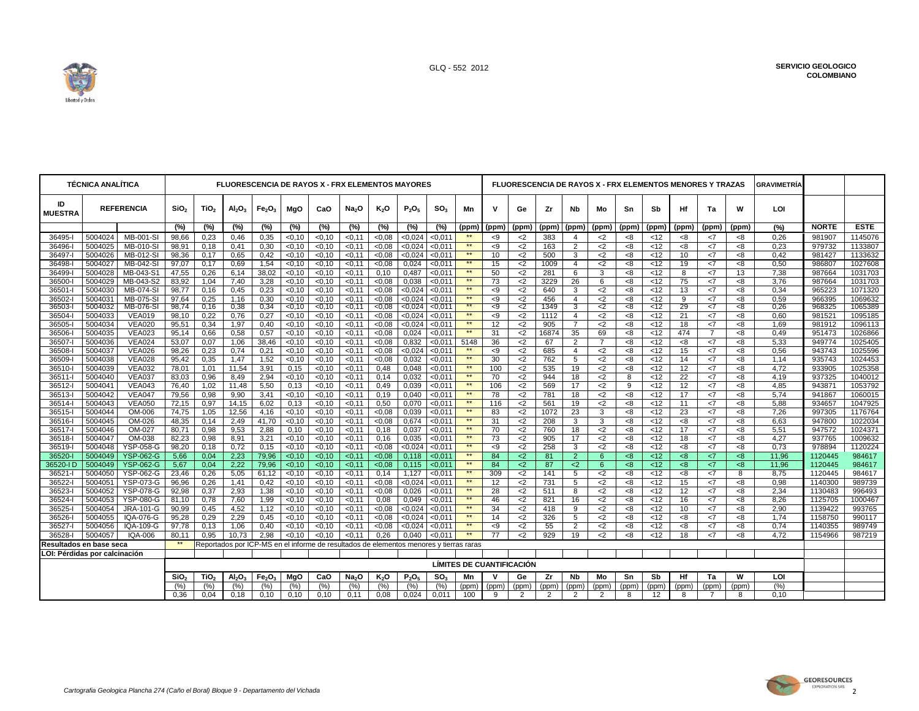| TÉCNICA ANALÍTICA | | | FLUORESCENCIA DE RAYOS X - FRX ELEMENTOS MAYORES | | | | | | | | | | | FLUORESCENCIA DE RAYOS X - FRX ELEMENTOS MENORES Y TRAZAS | | | | | | | | | | GRAVIMETRÍA | | |
|---|---|---|---|---|---|---|---|---|---|---|---|---|---|---|---|---|---|---|---|---|---|---|---|---|---|---|
| ID MUESTRA | REFERENCIA | | $SiO_2$ | $TiO_2$ | $Al_2O_3$ | $Fe_2O_3$ | MgO | CaO | $Na_2O$ | $K_2O$ | $P_2O_5$ | $SO_3$ | Mn | V | Ge | Zr | Nb | Mo | Sn | Sb | Hf | Ta | W | LOI | | |
| | | | (%) | (%) | (%) | (%) | (%) | (%) | (%) | (%) | (%) | (%) | (ppm) | (ppm) | (ppm) | (ppm) | (ppm) | (ppm) | (ppm) | (ppm) | (ppm) | (ppm) | (ppm) | (%) | NORTE | ESTE |
| 36495-I | 5004024 | MB-001-SI | 98,66 | 0,23 | 0,46 | 0,35 | <0,10 | <0,10 | <0,11 | <0,08 | <0,024 | <0,011 | ** | <9 | <2 | 383 | 4 | <2 | <8 | <12 | <8 | <7 | <8 | 0,26 | 981907 | 1145076 |
| 36496-I | 5004025 | MB-010-SI | 98,91 | 0,18 | 0,41 | 0,30 | <0,10 | <0,10 | <0,11 | <0,08 | <0,024 | <0,011 | ** | <9 | <2 | 163 | 2 | <2 | <8 | <12 | <8 | <7 | <8 | 0,23 | 979732 | 1133807 |
| 36497-I | 5004026 | MB-012-SI | 98,36 | 0,17 | 0,65 | 0,42 | <0,10 | <0,10 | <0,11 | <0,08 | <0,024 | <0,011 | ** | 10 | <2 | 500 | 3 | <2 | <8 | <12 | 10 | <7 | <8 | 0,42 | 981427 | 1133632 |
| 36498-I | 5004027 | MB-042-SI | 97,07 | 0,17 | 0,69 | 1,54 | <0,10 | <0,10 | <0,11 | <0,08 | 0,024 | <0,011 | ** | 15 | <2 | 1009 | 4 | <2 | <8 | <12 | 19 | <7 | <8 | 0,50 | 986807 | 1027608 |
| 36499-I | 5004028 | MB-043-S1 | 47,55 | 0,26 | 6,14 | 38,02 | <0,10 | <0,10 | <0,11 | 0,10 | 0,487 | <0,011 | ** | 50 | <2 | 281 | 6 | 3 | <8 | <12 | 8 | <7 | 13 | 7,38 | 987664 | 1031703 |
| 36500-I | 5004029 | MB-043-S2 | 83,92 | 1,04 | 7,40 | 3,28 | <0,10 | <0,10 | <0,11 | <0,08 | 0,038 | <0,011 | ** | 73 | <2 | 3229 | 26 | 6 | <8 | <12 | 75 | <7 | <8 | 3,76 | 987664 | 1031703 |
| 36501-I | 5004030 | MB-074-SI | 98,77 | 0,16 | 0,45 | 0,23 | <0,10 | <0,10 | <0,11 | <0,08 | <0,024 | <0,011 | ** | <9 | <2 | 640 | 3 | <2 | <8 | <12 | 13 | <7 | <8 | 0,34 | 965223 | 1071320 |
| 36502-I | 5004031 | MB-075-SI | 97,64 | 0,25 | 1,16 | 0,30 | <0,10 | <0,10 | <0,11 | <0,08 | <0,024 | <0,011 | ** | <9 | <2 | 456 | 4 | <2 | <8 | <12 | 9 | <7 | <8 | 0,59 | 966395 | 1069632 |
| 36503-I | 5004032 | MB-076-SI | 98,74 | 0,16 | 0,38 | 0,34 | <0,10 | <0,10 | <0,11 | <0,08 | <0,024 | <0,011 | ** | <9 | <2 | 1349 | 3 | <2 | <8 | <12 | 29 | <7 | <8 | 0,26 | 968325 | 1065389 |
| 36504-I | 5004033 | VEA019 | 98,10 | 0,22 | 0,76 | 0,27 | <0,10 | <0,10 | <0,11 | <0,08 | <0,024 | <0,011 | ** | <9 | <2 | 1112 | 4 | <2 | <8 | <12 | 21 | <7 | <8 | 0,60 | 981521 | 1095185 |
| 36505-I | 5004034 | VEA020 | 95,51 | 0,34 | 1,97 | 0,40 | <0,10 | <0,10 | <0,11 | <0,08 | <0,024 | <0,011 | ** | 12 | <2 | 905 | 7 | <2 | <8 | <12 | 18 | <7 | <8 | 1,69 | 981912 | 1096113 |
| 36506-I | 5004035 | VEA023 | 95,14 | 0,66 | 0,58 | 0,57 | <0,10 | <0,10 | <0,11 | <0,08 | 0,024 | <0,011 | ** | 31 | <2 | 16874 | 35 | 69 | <8 | <12 | 474 | 7 | <8 | 0,49 | 951473 | 1026866 |
| 36507-I | 5004036 | VEA024 | 53,07 | 0,07 | 1,06 | 38,46 | <0,10 | <0,10 | <0,11 | <0,08 | 0,832 | <0,011 | 5148 | 36 | <2 | 67 | 2 | 7 | <8 | <12 | <8 | <7 | <8 | 5,33 | 949774 | 1025405 |
| 36508-I | 5004037 | VEA026 | 98,26 | 0,23 | 0,74 | 0,21 | <0,10 | <0,10 | <0,11 | <0,08 | <0,024 | <0,011 | ** | <9 | <2 | 685 | 4 | <2 | <8 | <12 | 15 | <7 | <8 | 0,56 | 943743 | 1025596 |
| 36509-I | 5004038 | VEA028 | 95,42 | 0,35 | 1,47 | 1,52 | <0,10 | <0,10 | <0,11 | <0,08 | 0,032 | <0,011 | ** | 30 | <2 | 762 | 5 | <2 | <8 | <12 | 14 | <7 | <8 | 1,14 | 935743 | 1024453 |
| 36510-I | 5004039 | VEA032 | 78,01 | 1,01 | 11,54 | 3,91 | 0,15 | <0,10 | <0,11 | 0,48 | 0,048 | <0,011 | ** | 100 | <2 | 535 | 19 | <2 | <8 | <12 | 12 | <7 | <8 | 4,72 | 933905 | 1025358 |
| 36511-I | 5004040 | VEA037 | 83,03 | 0,96 | 8,49 | 2,94 | <0,10 | <0,10 | <0,11 | 0,14 | 0,032 | <0,011 | ** | 70 | <2 | 944 | 18 | <2 | 8 | <12 | 22 | <7 | <8 | 4,19 | 937325 | 1040012 |
| 36512-I | 5004041 | VEA043 | 76,40 | 1,02 | 11,48 | 5,50 | 0,13 | <0,10 | <0,11 | 0,49 | 0,039 | <0,011 | ** | 106 | <2 | 569 | 17 | <2 | 9 | <12 | 12 | <7 | <8 | 4,85 | 943871 | 1053792 |
| 36513-I | 5004042 | VEA047 | 79,56 | 0,98 | 9,90 | 3,41 | <0,10 | <0,10 | <0,11 | 0,19 | 0,040 | <0,011 | ** | 78 | <2 | 781 | 18 | <2 | <8 | <12 | 17 | <7 | <8 | 5,74 | 941867 | 1060015 |
| 36514-I | 5004043 | VEA050 | 72,15 | 0,97 | 14,15 | 6,02 | 0,13 | <0,10 | <0,11 | 0,50 | 0,070 | <0,011 | ** | 116 | <2 | 561 | 19 | <2 | <8 | <12 | 11 | <7 | <8 | 5,88 | 934657 | 1047925 |
| 36515-I | 5004044 | OM-006 | 74,75 | 1,05 | 12,56 | 4,16 | <0,10 | <0,10 | <0,11 | <0,08 | 0,039 | <0,011 | ** | 83 | <2 | 1072 | 23 | 3 | <8 | <12 | 23 | <7 | <8 | 7,26 | 997305 | 1176764 |
| 36516-I | 5004045 | OM-026 | 48,35 | 0,14 | 2,49 | 41,70 | <0,10 | <0,10 | <0,11 | <0,08 | 0,674 | <0,011 | ** | 31 | <2 | 208 | 3 | 3 | <8 | <12 | <8 | <7 | <8 | 6,63 | 947800 | 1022034 |
| 36517-I | 5004046 | OM-027 | 80,71 | 0,98 | 9,53 | 2,88 | 0,10 | <0,10 | <0,11 | 0,18 | 0,037 | <0,011 | ** | 70 | <2 | 760 | 18 | <2 | <8 | <12 | 17 | <7 | <8 | 5,51 | 947572 | 1024371 |
| 36518-I | 5004047 | OM-038 | 82,23 | 0,98 | 8,91 | 3,21 | <0,10 | <0,10 | <0,11 | 0,16 | 0,035 | <0,011 | ** | 73 | <2 | 905 | 17 | <2 | <8 | <12 | 18 | <7 | <8 | 4,27 | 937765 | 1009632 |
| 36519-I | 5004048 | YSP-058-G | 98,20 | 0,18 | 0,72 | 0,15 | <0,10 | <0,10 | <0,11 | <0,08 | <0,024 | <0,011 | ** | <9 | <2 | 258 | 3 | <2 | <8 | <12 | <8 | <7 | <8 | 0,73 | 978894 | 1120224 |
| 36520-I | 5004049 | YSP-062-G | 5,66 | 0,04 | 2,23 | 79,96 | <0,10 | <0,10 | <0,11 | <0,08 | 0,118 | <0,011 | ** | 84 | <2 | 81 | 2 | 6 | <8 | <12 | <8 | <7 | <8 | 11,96 | 1120445 | 984617 |
| 36520-I D | 5004049 | YSP-062-G | 5,67 | 0,04 | 2,22 | 79,96 | <0,10 | <0,10 | <0,11 | <0,08 | 0,115 | <0,011 | ** | 84 | <2 | 87 | <2 | 6 | <8 | <12 | <8 | <7 | <8 | 11,96 | 1120445 | 984617 |
| 36521-I | 5004050 | YSP-062-G | 23,46 | 0,26 | 5,05 | 61,12 | <0,10 | <0,10 | <0,11 | 0,14 | 1,127 | <0,011 | ** | 309 | <2 | 141 | 5 | <2 | <8 | <12 | <8 | <7 | 8 | 8,75 | 1120445 | 984617 |
| 36522-I | 5004051 | YSP-073-G | 96,96 | 0,26 | 1,41 | 0,42 | <0,10 | <0,10 | <0,11 | <0,08 | <0,024 | <0,011 | ** | 12 | <2 | 731 | 5 | <2 | <8 | <12 | 15 | <7 | <8 | 0,98 | 1140300 | 989739 |
| 36523-I | 5004052 | YSP-078-G | 92,98 | 0,37 | 2,93 | 1,38 | <0,10 | <0,10 | <0,11 | <0,08 | 0,026 | <0,011 | ** | 28 | <2 | 511 | 8 | <2 | <8 | <12 | 12 | <7 | <8 | 2,34 | 1130483 | 996493 |
| 36524-I | 5004053 | YSP-080-G | 81,10 | 0,78 | 7,60 | 1,99 | <0,10 | <0,10 | <0,11 | 0,08 | 0,049 | <0,011 | ** | 46 | <2 | 821 | 16 | <2 | <8 | <12 | 16 | <7 | <8 | 8,26 | 1125705 | 1000467 |
| 36525-I | 5004054 | JRA-101-G | 90,99 | 0,45 | 4,52 | 1,12 | <0,10 | <0,10 | <0,11 | <0,08 | <0,024 | <0,011 | ** | 34 | <2 | 418 | 9 | <2 | <8 | <12 | 10 | <7 | <8 | 2,90 | 1139422 | 993765 |
| 36526-I | 5004055 | IQA-076-G | 95,28 | 0,29 | 2,29 | 0,45 | <0,10 | <0,10 | <0,11 | <0,08 | <0,024 | <0,011 | ** | 14 | <2 | 326 | 5 | <2 | <8 | <12 | <8 | <7 | <8 | 1,74 | 1158750 | 990117 |
| 36527-I | 5004056 | IQA-109-G | 97,78 | 0,13 | 1,06 | 0,40 | <0,10 | <0,10 | <0,11 | <0,08 | <0,024 | <0,011 | ** | <9 | <2 | 55 | 2 | <2 | <8 | <12 | <8 | <7 | <8 | 0,74 | 1140355 | 989749 |
| 36528-I | 5004057 | IQA-006 | 80,11 | 0,95 | 10,73 | 2,98 | <0,10 | <0,10 | <0,11 | 0,26 | 0,040 | <0,011 | ** | 77 | <2 | 929 | 19 | <2 | <8 | <12 | 18 | <7 | <8 | 4,72 | 1154966 | 987219 |
| Resultados en base seca | | | ** | Reportados por ICP-MS en el informe de resultados de elementos menores y tierras raras | | | | | | | | | | | | | | | | | | | | | | |
| LOI: Pérdidas por calcinación | | | | | | | | | | | | | | | | | | | | | | | | | | |
| | | | LÍMITES DE CUANTIFICACIÓN | | | | | | | | | | | | | | | | | | | | | | | |
| | | | $SiO_2$ | $TiO_2$ | $Al_2O_3$ | $Fe_2O_3$ | MgO | CaO | $Na_2O$ | $K_2O$ | $P_2O_5$ | $SO_3$ | Mn | V | Ge | Zr | Nb | Mo | Sn | Sb | Hf | Ta | W | LOI | | |
| | | | (%) | (%) | (%) | (%) | (%) | (%) | (%) | (%) | (%) | (%) | (ppm) | (ppm) | (ppm) | (ppm) | (ppm) | (ppm) | (ppm) | (ppm) | (ppm) | (ppm) | (ppm) | (%) | | |
| | | | 0,36 | 0,04 | 0,18 | 0,10 | 0,10 | 0,10 | 0,11 | 0,08 | 0,024 | 0,011 | 100 | 9 | 2 | 2 | 2 | 2 | 8 | 12 | 8 | 7 | 8 | 0,10 | | |

*Cartografía Geológica Plancha 274 (Caño el Boral) Bloque 9 - Departamento del Vichada*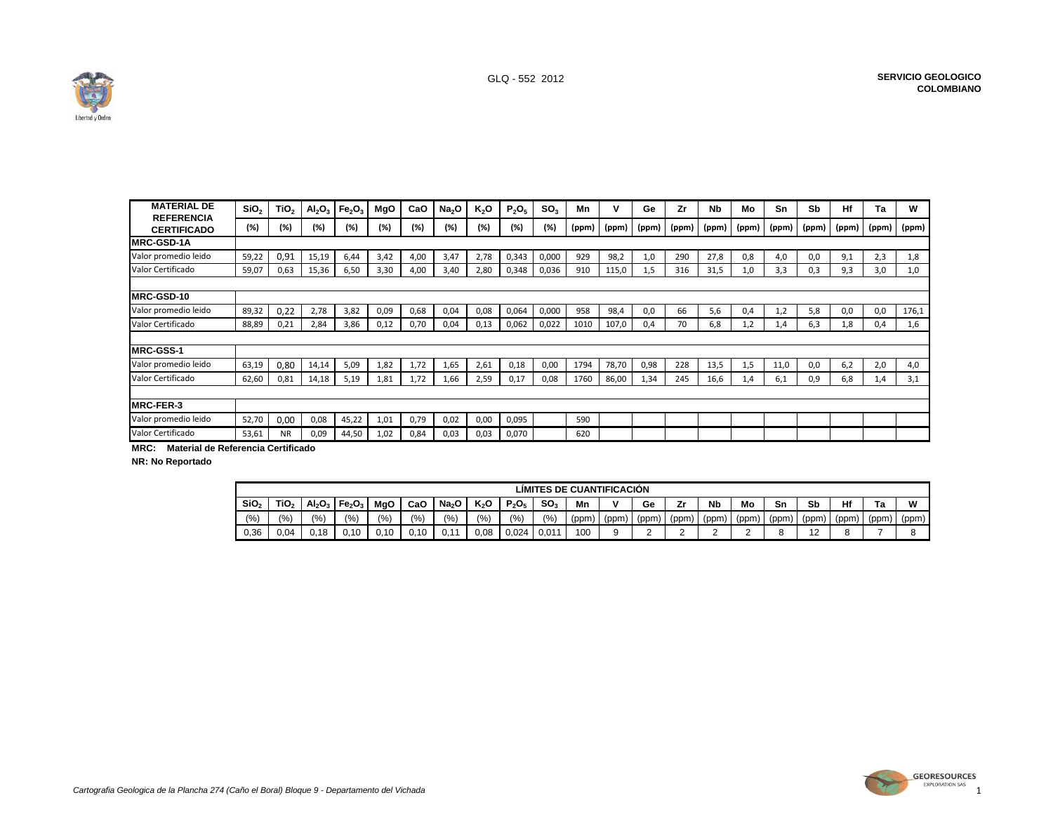| MATERIAL DE REFERENCIA CERTIFICADO | $SiO_2$ (%) | $TiO_2$ (%) | $Al_2O_3$ (%) | $Fe_2O_3$ (%) | MgO (%) | CaO (%) | $Na_2O$ (%) | $K_2O$ (%) | $P_2O_5$ (%) | $SO_3$ (%) | Mn (ppm) | V (ppm) | Ge (ppm) | Zr (ppm) | Nb (ppm) | Mo (ppm) | Sn (ppm) | Sb (ppm) | Hf (ppm) | Ta (ppm) | W (ppm) |
|---|---|---|---|---|---|---|---|---|---|---|---|---|---|---|---|---|---|---|---|---|---|
| **MRC-GSD-1A** | | | | | | | | | | | | | | | | | | | | | |
| Valor promedio leido | 59,22 | 0,91 | 15,19 | 6,44 | 3,42 | 4,00 | 3,47 | 2,78 | 0,343 | 0,000 | 929 | 98,2 | 1,0 | 290 | 27,8 | 0,8 | 4,0 | 0,0 | 9,1 | 2,3 | 1,8 |
| Valor Certificado | 59,07 | 0,63 | 15,36 | 6,50 | 3,30 | 4,00 | 3,40 | 2,80 | 0,348 | 0,036 | 910 | 115,0 | 1,5 | 316 | 31,5 | 1,0 | 3,3 | 0,3 | 9,3 | 3,0 | 1,0 |
| **MRC-GSD-10** | | | | | | | | | | | | | | | | | | | | | |
| Valor promedio leido | 89,32 | 0,22 | 2,78 | 3,82 | 0,09 | 0,68 | 0,04 | 0,08 | 0,064 | 0,000 | 958 | 98,4 | 0,0 | 66 | 5,6 | 0,4 | 1,2 | 5,8 | 0,0 | 0,0 | 176,1 |
| Valor Certificado | 88,89 | 0,21 | 2,84 | 3,86 | 0,12 | 0,70 | 0,04 | 0,13 | 0,062 | 0,022 | 1010 | 107,0 | 0,4 | 70 | 6,8 | 1,2 | 1,4 | 6,3 | 1,8 | 0,4 | 1,6 |
| **MRC-GSS-1** | | | | | | | | | | | | | | | | | | | | | |
| Valor promedio leido | 63,19 | 0,80 | 14,14 | 5,09 | 1,82 | 1,72 | 1,65 | 2,61 | 0,18 | 0,00 | 1794 | 78,70 | 0,98 | 228 | 13,5 | 1,5 | 11,0 | 0,0 | 6,2 | 2,0 | 4,0 |
| Valor Certificado | 62,60 | 0,81 | 14,18 | 5,19 | 1,81 | 1,72 | 1,66 | 2,59 | 0,17 | 0,08 | 1760 | 86,00 | 1,34 | 245 | 16,6 | 1,4 | 6,1 | 0,9 | 6,8 | 1,4 | 3,1 |
| **MRC-FER-3** | | | | | | | | | | | | | | | | | | | | | |
| Valor promedio leido | 52,70 | 0,00 | 0,08 | 45,22 | 1,01 | 0,79 | 0,02 | 0,00 | 0,095 | | 590 | | | | | | | | | | |
| Valor Certificado | 53,61 | NR | 0,09 | 44,50 | 1,02 | 0,84 | 0,03 | 0,03 | 0,070 | | 620 | | | | | | | | | | |

**MRC: Material de Referencia Certificado**

**NR: No Reportado**

| LÍMITES DE CUANTIFICACIÓN | | | | | | | | | | | | | | | | | | | | |
|---|---|---|---|---|---|---|---|---|---|---|---|---|---|---|---|---|---|---|---|---|
| $SiO_2$ | $TiO_2$ | $Al_2O_3$ | $Fe_2O_3$ | MgO | CaO | $Na_2O$ | $K_2O$ | $P_2O_5$ | $SO_3$ | Mn | V | Ge | Zr | Nb | Mo | Sn | Sb | Hf | Ta | W |
| (%) | (%) | (%) | (%) | (%) | (%) | (%) | (%) | (%) | (%) | (ppm) | (ppm) | (ppm) | (ppm) | (ppm) | (ppm) | (ppm) | (ppm) | (ppm) | (ppm) | (ppm) |
| 0,36 | 0,04 | 0,18 | 0,10 | 0,10 | 0,10 | 0,11 | 0,08 | 0,024 | 0,011 | 100 | 9 | 2 | 2 | 2 | 2 | 8 | 12 | 8 | 7 | 8 |